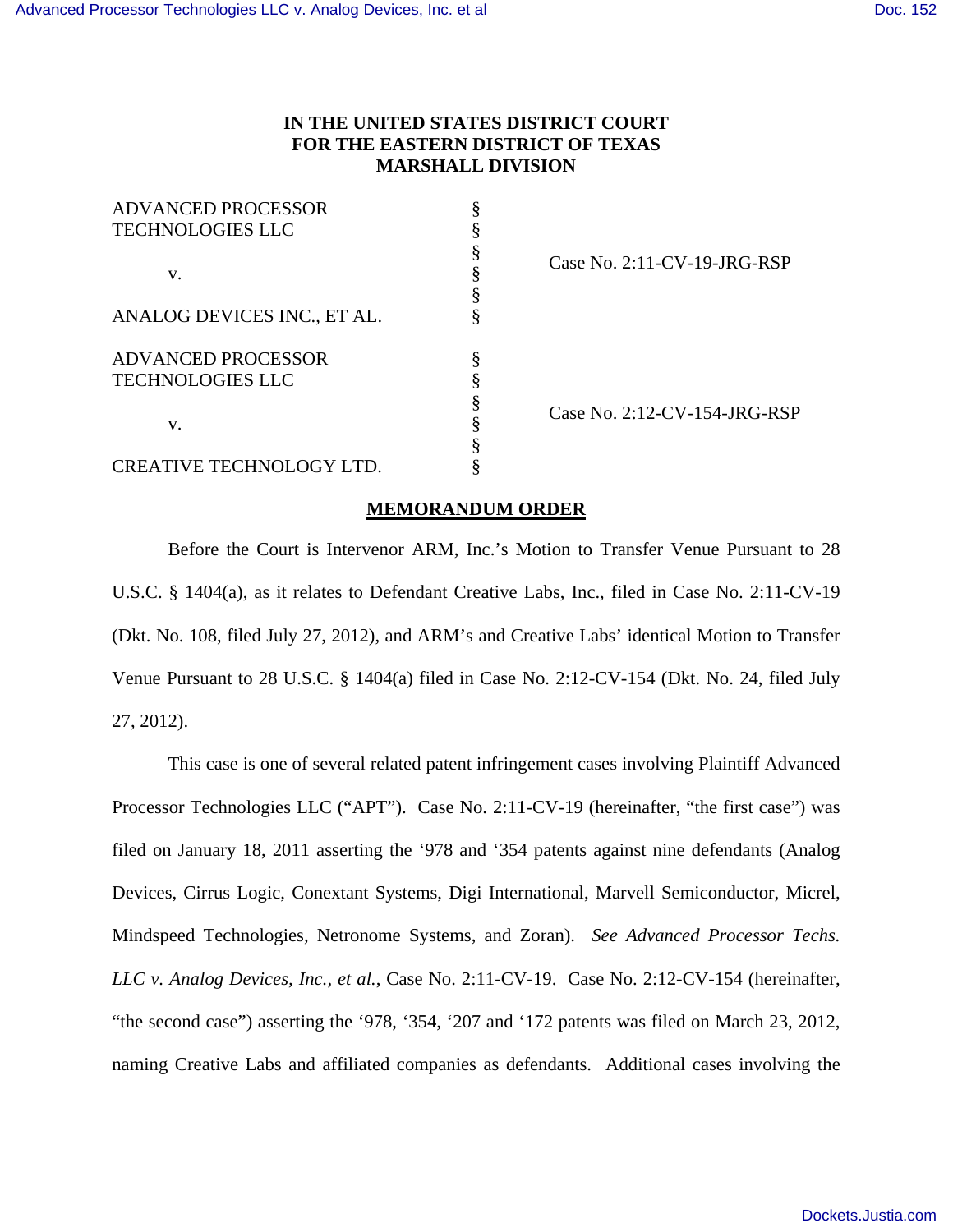# IN THE UNITED STATES DISTRICT COURT FOR THE EASTERN DISTRICT OF TEXAS MARSHALL DIVISION

| | | |
|---|---|---|
| ADVANCED PROCESSOR TECHNOLOGIES LLC | § | |
| v. | § | Case No. 2:11-CV-19-JRG-RSP |
| ANALOG DEVICES INC., ET AL. | § | |
| ADVANCED PROCESSOR TECHNOLOGIES LLC | § | |
| v. | § | Case No. 2:12-CV-154-JRG-RSP |
| CREATIVE TECHNOLOGY LTD. | § | |

## MEMORANDUM ORDER

Before the Court is Intervenor ARM, Inc.'s Motion to Transfer Venue Pursuant to 28 U.S.C. § 1404(a), as it relates to Defendant Creative Labs, Inc., filed in Case No. 2:11-CV-19 (Dkt. No. 108, filed July 27, 2012), and ARM's and Creative Labs' identical Motion to Transfer Venue Pursuant to 28 U.S.C. § 1404(a) filed in Case No. 2:12-CV-154 (Dkt. No. 24, filed July 27, 2012).

This case is one of several related patent infringement cases involving Plaintiff Advanced Processor Technologies LLC ("APT"). Case No. 2:11-CV-19 (hereinafter, "the first case") was filed on January 18, 2011 asserting the '978 and '354 patents against nine defendants (Analog Devices, Cirrus Logic, Conextant Systems, Digi International, Marvell Semiconductor, Micrel, Mindspeed Technologies, Netronome Systems, and Zoran). *See Advanced Processor Techs. LLC v. Analog Devices, Inc., et al.*, Case No. 2:11-CV-19. Case No. 2:12-CV-154 (hereinafter, "the second case") asserting the '978, '354, '207 and '172 patents was filed on March 23, 2012, naming Creative Labs and affiliated companies as defendants. Additional cases involving the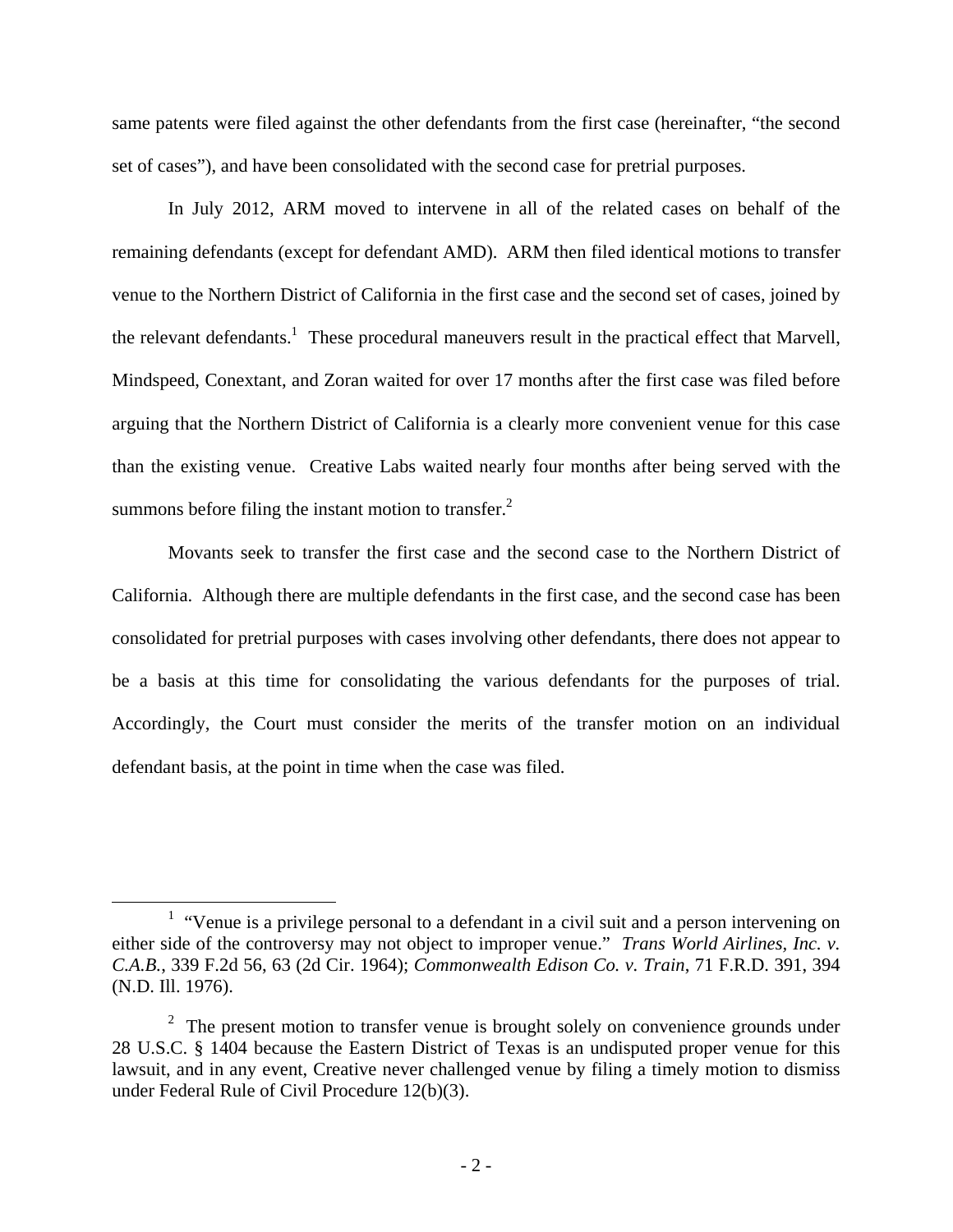same patents were filed against the other defendants from the first case (hereinafter, "the second set of cases"), and have been consolidated with the second case for pretrial purposes.

In July 2012, ARM moved to intervene in all of the related cases on behalf of the remaining defendants (except for defendant AMD). ARM then filed identical motions to transfer venue to the Northern District of California in the first case and the second set of cases, joined by the relevant defendants.[1] These procedural maneuvers result in the practical effect that Marvell, Mindspeed, Conextant, and Zoran waited for over 17 months after the first case was filed before arguing that the Northern District of California is a clearly more convenient venue for this case than the existing venue. Creative Labs waited nearly four months after being served with the summons before filing the instant motion to transfer.[2]

Movants seek to transfer the first case and the second case to the Northern District of California. Although there are multiple defendants in the first case, and the second case has been consolidated for pretrial purposes with cases involving other defendants, there does not appear to be a basis at this time for consolidating the various defendants for the purposes of trial. Accordingly, the Court must consider the merits of the transfer motion on an individual defendant basis, at the point in time when the case was filed.

---

[1] "Venue is a privilege personal to a defendant in a civil suit and a person intervening on either side of the controversy may not object to improper venue." *Trans World Airlines, Inc. v. C.A.B.*, 339 F.2d 56, 63 (2d Cir. 1964); *Commonwealth Edison Co. v. Train*, 71 F.R.D. 391, 394 (N.D. Ill. 1976).

[2] The present motion to transfer venue is brought solely on convenience grounds under 28 U.S.C. § 1404 because the Eastern District of Texas is an undisputed proper venue for this lawsuit, and in any event, Creative never challenged venue by filing a timely motion to dismiss under Federal Rule of Civil Procedure 12(b)(3).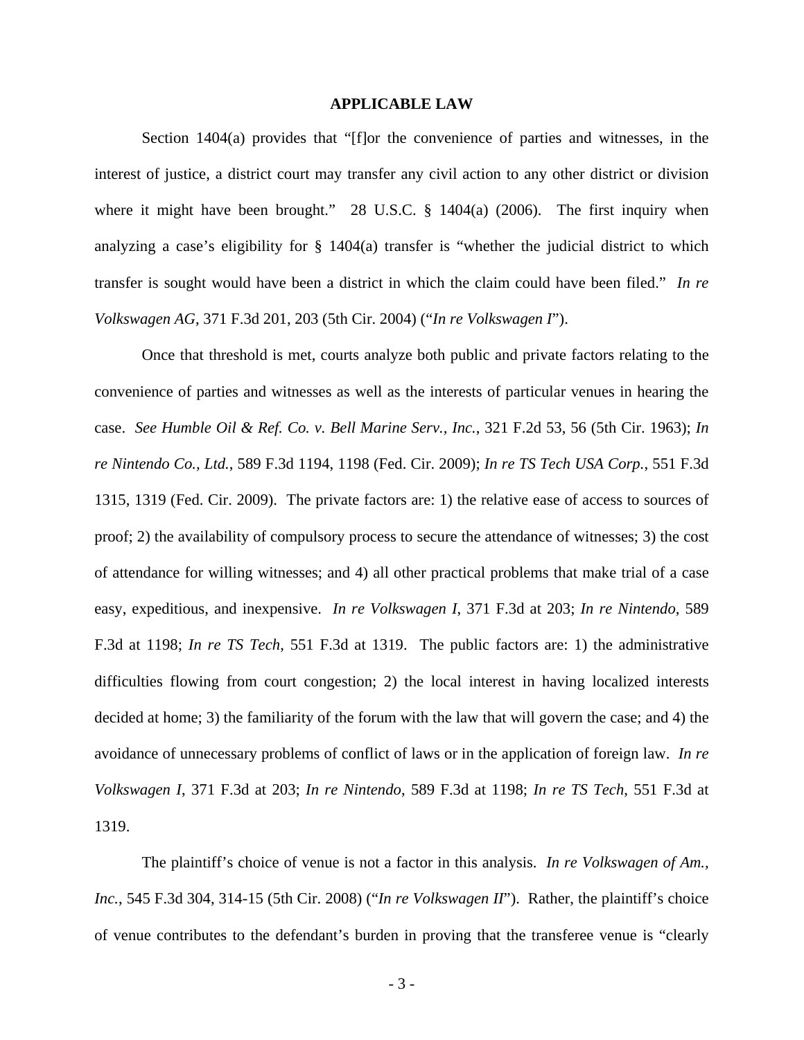**APPLICABLE LAW**

Section 1404(a) provides that "[f]or the convenience of parties and witnesses, in the interest of justice, a district court may transfer any civil action to any other district or division where it might have been brought." 28 U.S.C. § 1404(a) (2006). The first inquiry when analyzing a case's eligibility for § 1404(a) transfer is "whether the judicial district to which transfer is sought would have been a district in which the claim could have been filed." *In re Volkswagen AG*, 371 F.3d 201, 203 (5th Cir. 2004) ("*In re Volkswagen I*").

Once that threshold is met, courts analyze both public and private factors relating to the convenience of parties and witnesses as well as the interests of particular venues in hearing the case. *See Humble Oil & Ref. Co. v. Bell Marine Serv., Inc.*, 321 F.2d 53, 56 (5th Cir. 1963); *In re Nintendo Co., Ltd.*, 589 F.3d 1194, 1198 (Fed. Cir. 2009); *In re TS Tech USA Corp.*, 551 F.3d 1315, 1319 (Fed. Cir. 2009). The private factors are: 1) the relative ease of access to sources of proof; 2) the availability of compulsory process to secure the attendance of witnesses; 3) the cost of attendance for willing witnesses; and 4) all other practical problems that make trial of a case easy, expeditious, and inexpensive. *In re Volkswagen I*, 371 F.3d at 203; *In re Nintendo*, 589 F.3d at 1198; *In re TS Tech*, 551 F.3d at 1319. The public factors are: 1) the administrative difficulties flowing from court congestion; 2) the local interest in having localized interests decided at home; 3) the familiarity of the forum with the law that will govern the case; and 4) the avoidance of unnecessary problems of conflict of laws or in the application of foreign law. *In re Volkswagen I*, 371 F.3d at 203; *In re Nintendo*, 589 F.3d at 1198; *In re TS Tech*, 551 F.3d at 1319.

The plaintiff's choice of venue is not a factor in this analysis. *In re Volkswagen of Am., Inc.*, 545 F.3d 304, 314-15 (5th Cir. 2008) ("*In re Volkswagen II*"). Rather, the plaintiff's choice of venue contributes to the defendant's burden in proving that the transferee venue is "clearly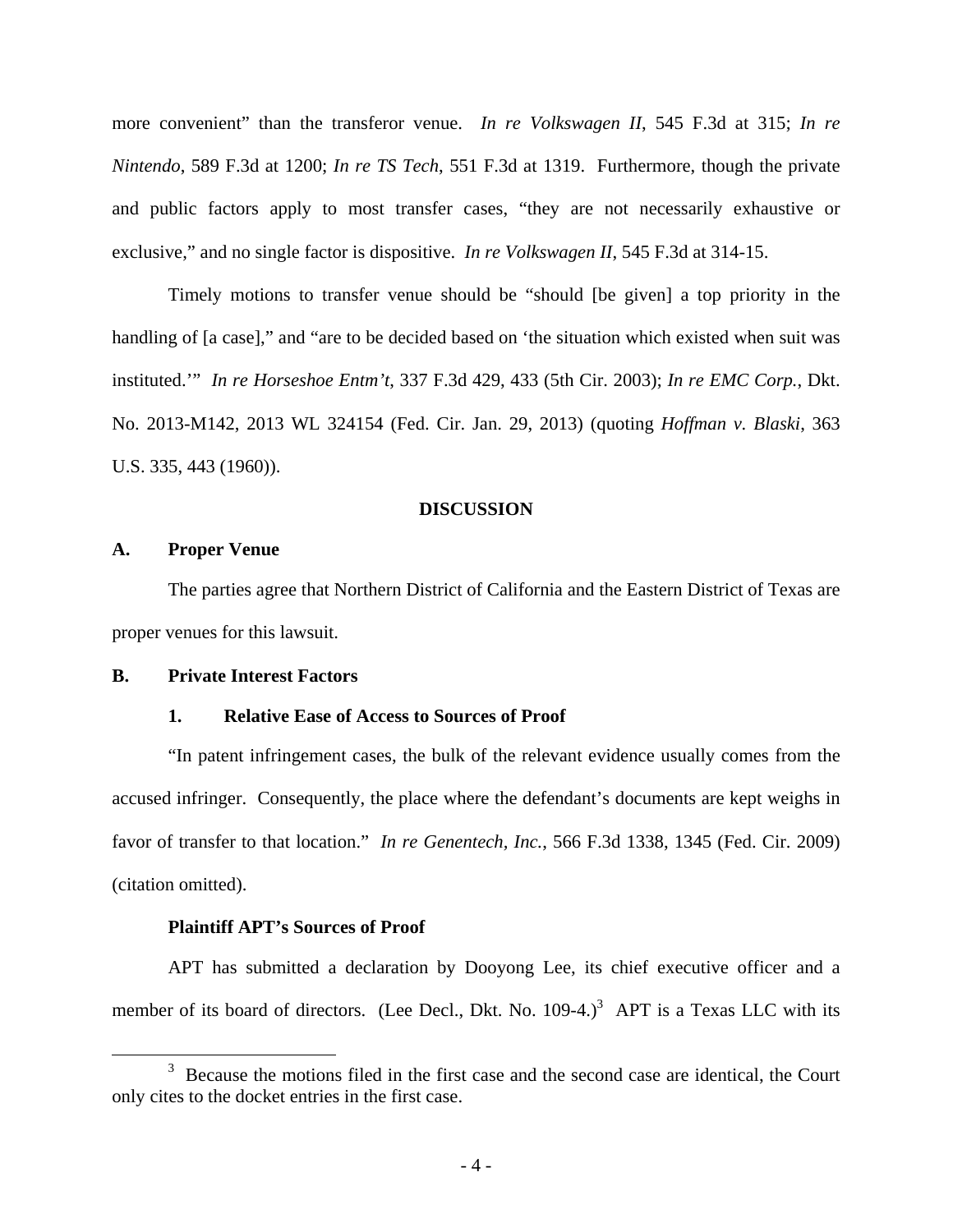more convenient" than the transferor venue. *In re Volkswagen II*, 545 F.3d at 315; *In re Nintendo*, 589 F.3d at 1200; *In re TS Tech*, 551 F.3d at 1319. Furthermore, though the private and public factors apply to most transfer cases, "they are not necessarily exhaustive or exclusive," and no single factor is dispositive. *In re Volkswagen II*, 545 F.3d at 314-15.

Timely motions to transfer venue should be "should [be given] a top priority in the handling of [a case]," and "are to be decided based on 'the situation which existed when suit was instituted.'" *In re Horseshoe Entm't*, 337 F.3d 429, 433 (5th Cir. 2003); *In re EMC Corp.*, Dkt. No. 2013-M142, 2013 WL 324154 (Fed. Cir. Jan. 29, 2013) (quoting *Hoffman v. Blaski*, 363 U.S. 335, 443 (1960)).

## DISCUSSION

### A. Proper Venue

The parties agree that Northern District of California and the Eastern District of Texas are proper venues for this lawsuit.

### B. Private Interest Factors

#### 1. Relative Ease of Access to Sources of Proof

"In patent infringement cases, the bulk of the relevant evidence usually comes from the accused infringer. Consequently, the place where the defendant's documents are kept weighs in favor of transfer to that location." *In re Genentech, Inc.*, 566 F.3d 1338, 1345 (Fed. Cir. 2009) (citation omitted).

**Plaintiff APT's Sources of Proof**

APT has submitted a declaration by Dooyong Lee, its chief executive officer and a member of its board of directors. (Lee Decl., Dkt. No. 109-4.)[3] APT is a Texas LLC with its

[3] Because the motions filed in the first case and the second case are identical, the Court only cites to the docket entries in the first case.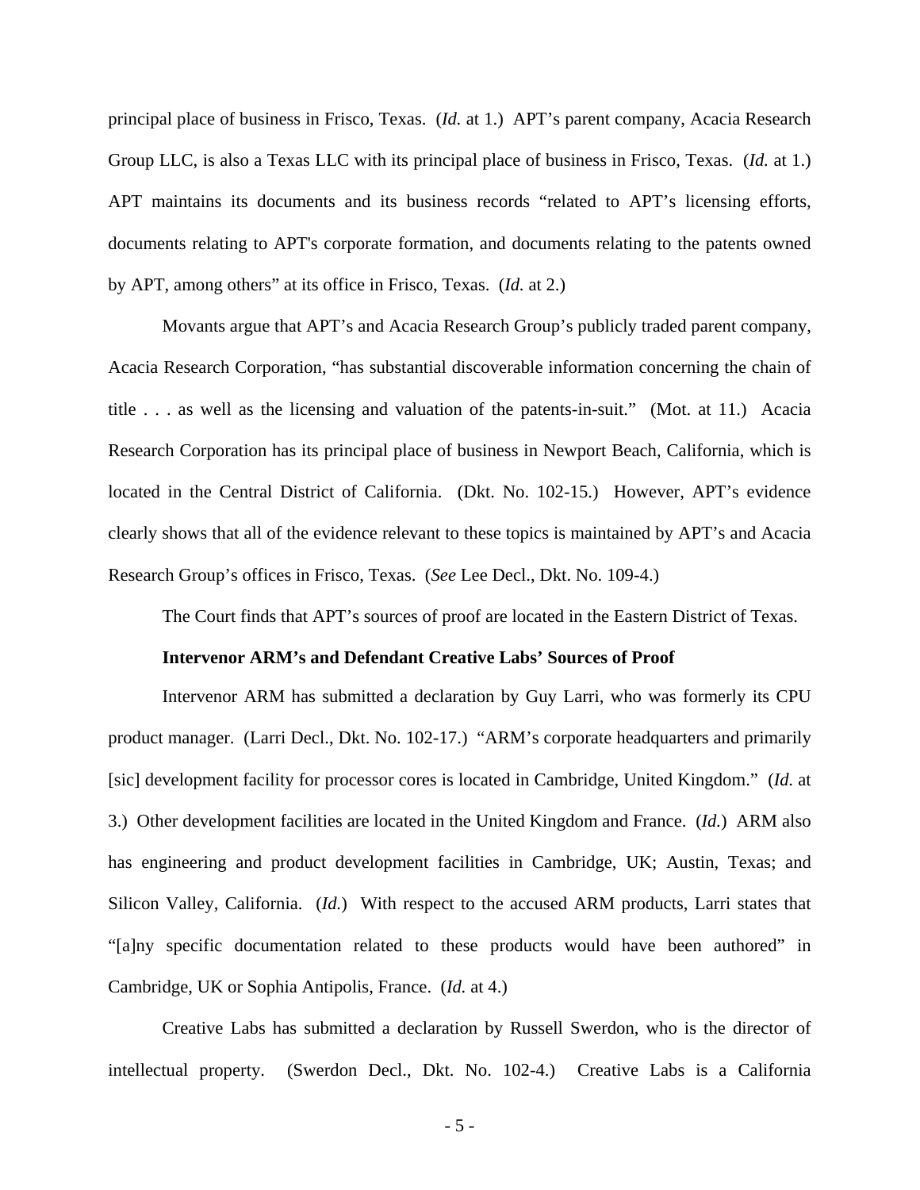principal place of business in Frisco, Texas. (*Id.* at 1.) APT's parent company, Acacia Research Group LLC, is also a Texas LLC with its principal place of business in Frisco, Texas. (*Id.* at 1.) APT maintains its documents and its business records "related to APT's licensing efforts, documents relating to APT's corporate formation, and documents relating to the patents owned by APT, among others" at its office in Frisco, Texas. (*Id.* at 2.)

Movants argue that APT's and Acacia Research Group's publicly traded parent company, Acacia Research Corporation, "has substantial discoverable information concerning the chain of title . . . as well as the licensing and valuation of the patents-in-suit." (Mot. at 11.) Acacia Research Corporation has its principal place of business in Newport Beach, California, which is located in the Central District of California. (Dkt. No. 102-15.) However, APT's evidence clearly shows that all of the evidence relevant to these topics is maintained by APT's and Acacia Research Group's offices in Frisco, Texas. (*See* Lee Decl., Dkt. No. 109-4.)

The Court finds that APT's sources of proof are located in the Eastern District of Texas.

**Intervenor ARM's and Defendant Creative Labs' Sources of Proof**

Intervenor ARM has submitted a declaration by Guy Larri, who was formerly its CPU product manager. (Larri Decl., Dkt. No. 102-17.) "ARM's corporate headquarters and primarily [sic] development facility for processor cores is located in Cambridge, United Kingdom." (*Id.* at 3.) Other development facilities are located in the United Kingdom and France. (*Id.*) ARM also has engineering and product development facilities in Cambridge, UK; Austin, Texas; and Silicon Valley, California. (*Id.*) With respect to the accused ARM products, Larri states that "[a]ny specific documentation related to these products would have been authored" in Cambridge, UK or Sophia Antipolis, France. (*Id.* at 4.)

Creative Labs has submitted a declaration by Russell Swerdon, who is the director of intellectual property. (Swerdon Decl., Dkt. No. 102-4.) Creative Labs is a California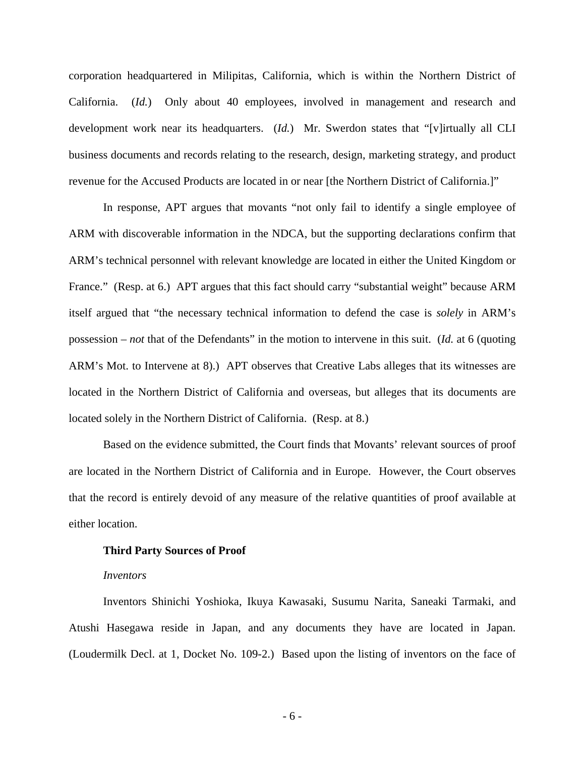corporation headquartered in Milpitas, California, which is within the Northern District of California. (*Id.*) Only about 40 employees, involved in management and research and development work near its headquarters. (*Id.*) Mr. Swerdon states that "[v]irtually all CLI business documents and records relating to the research, design, marketing strategy, and product revenue for the Accused Products are located in or near [the Northern District of California.]"

In response, APT argues that movants "not only fail to identify a single employee of ARM with discoverable information in the NDCA, but the supporting declarations confirm that ARM's technical personnel with relevant knowledge are located in either the United Kingdom or France." (Resp. at 6.) APT argues that this fact should carry "substantial weight" because ARM itself argued that "the necessary technical information to defend the case is *solely* in ARM's possession – *not* that of the Defendants" in the motion to intervene in this suit. (*Id.* at 6 (quoting ARM's Mot. to Intervene at 8).) APT observes that Creative Labs alleges that its witnesses are located in the Northern District of California and overseas, but alleges that its documents are located solely in the Northern District of California. (Resp. at 8.)

Based on the evidence submitted, the Court finds that Movants' relevant sources of proof are located in the Northern District of California and in Europe. However, the Court observes that the record is entirely devoid of any measure of the relative quantities of proof available at either location.

**Third Party Sources of Proof**

*Inventors*

Inventors Shinichi Yoshioka, Ikuya Kawasaki, Susumu Narita, Saneaki Tarmaki, and Atushi Hasegawa reside in Japan, and any documents they have are located in Japan. (Loudermilk Decl. at 1, Docket No. 109-2.) Based upon the listing of inventors on the face of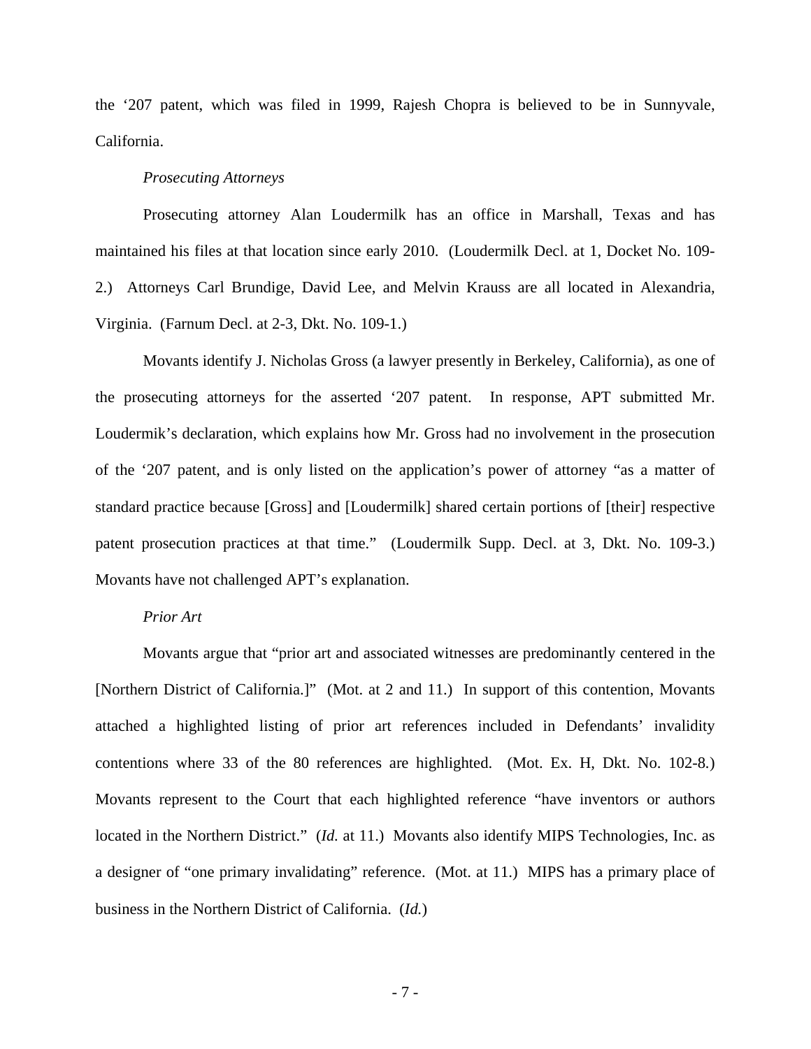the '207 patent, which was filed in 1999, Rajesh Chopra is believed to be in Sunnyvale, California.

*Prosecuting Attorneys*

Prosecuting attorney Alan Loudermilk has an office in Marshall, Texas and has maintained his files at that location since early 2010. (Loudermilk Decl. at 1, Docket No. 109-2.) Attorneys Carl Brundige, David Lee, and Melvin Krauss are all located in Alexandria, Virginia. (Farnum Decl. at 2-3, Dkt. No. 109-1.)

Movants identify J. Nicholas Gross (a lawyer presently in Berkeley, California), as one of the prosecuting attorneys for the asserted '207 patent. In response, APT submitted Mr. Loudermik's declaration, which explains how Mr. Gross had no involvement in the prosecution of the '207 patent, and is only listed on the application's power of attorney "as a matter of standard practice because [Gross] and [Loudermilk] shared certain portions of [their] respective patent prosecution practices at that time." (Loudermilk Supp. Decl. at 3, Dkt. No. 109-3.) Movants have not challenged APT's explanation.

*Prior Art*

Movants argue that "prior art and associated witnesses are predominantly centered in the [Northern District of California.]" (Mot. at 2 and 11.) In support of this contention, Movants attached a highlighted listing of prior art references included in Defendants' invalidity contentions where 33 of the 80 references are highlighted. (Mot. Ex. H, Dkt. No. 102-8.) Movants represent to the Court that each highlighted reference "have inventors or authors located in the Northern District." (*Id.* at 11.) Movants also identify MIPS Technologies, Inc. as a designer of "one primary invalidating" reference. (Mot. at 11.) MIPS has a primary place of business in the Northern District of California. (*Id.*)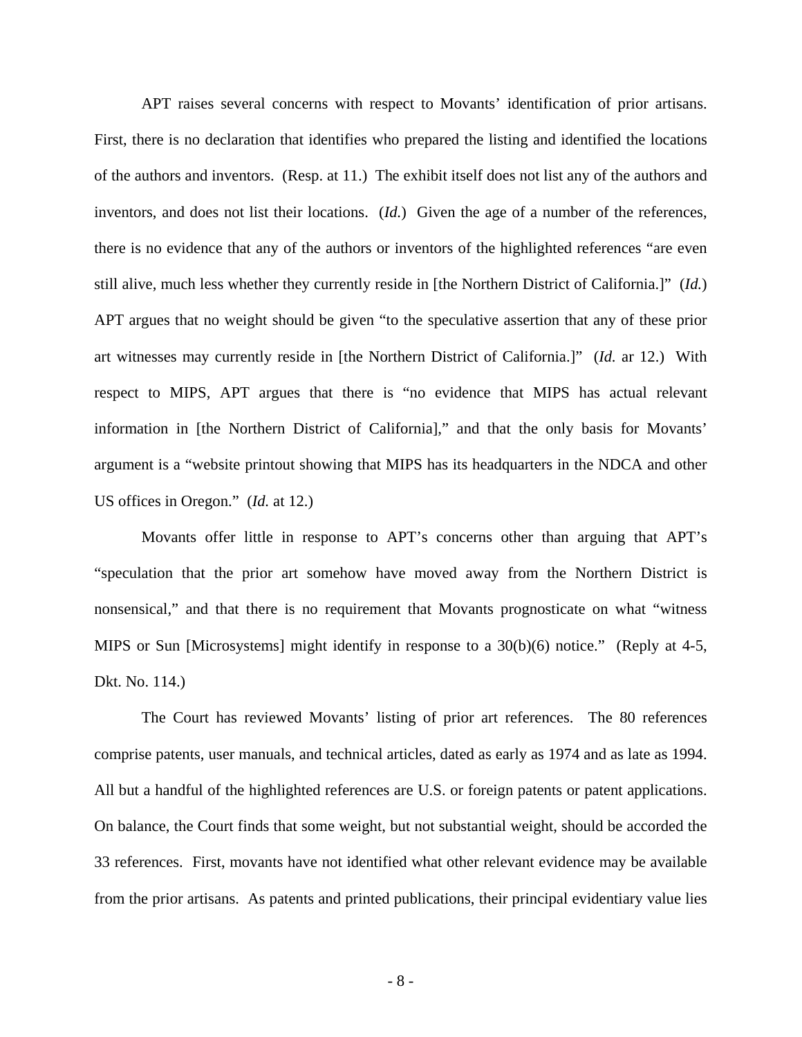APT raises several concerns with respect to Movants' identification of prior artisans. First, there is no declaration that identifies who prepared the listing and identified the locations of the authors and inventors. (Resp. at 11.) The exhibit itself does not list any of the authors and inventors, and does not list their locations. (*Id.*) Given the age of a number of the references, there is no evidence that any of the authors or inventors of the highlighted references "are even still alive, much less whether they currently reside in [the Northern District of California.]" (*Id.*) APT argues that no weight should be given "to the speculative assertion that any of these prior art witnesses may currently reside in [the Northern District of California.]" (*Id.* ar 12.) With respect to MIPS, APT argues that there is "no evidence that MIPS has actual relevant information in [the Northern District of California]," and that the only basis for Movants' argument is a "website printout showing that MIPS has its headquarters in the NDCA and other US offices in Oregon." (*Id.* at 12.)

Movants offer little in response to APT's concerns other than arguing that APT's "speculation that the prior art somehow have moved away from the Northern District is nonsensical," and that there is no requirement that Movants prognosticate on what "witness MIPS or Sun [Microsystems] might identify in response to a 30(b)(6) notice." (Reply at 4-5, Dkt. No. 114.)

The Court has reviewed Movants' listing of prior art references. The 80 references comprise patents, user manuals, and technical articles, dated as early as 1974 and as late as 1994. All but a handful of the highlighted references are U.S. or foreign patents or patent applications. On balance, the Court finds that some weight, but not substantial weight, should be accorded the 33 references. First, movants have not identified what other relevant evidence may be available from the prior artisans. As patents and printed publications, their principal evidentiary value lies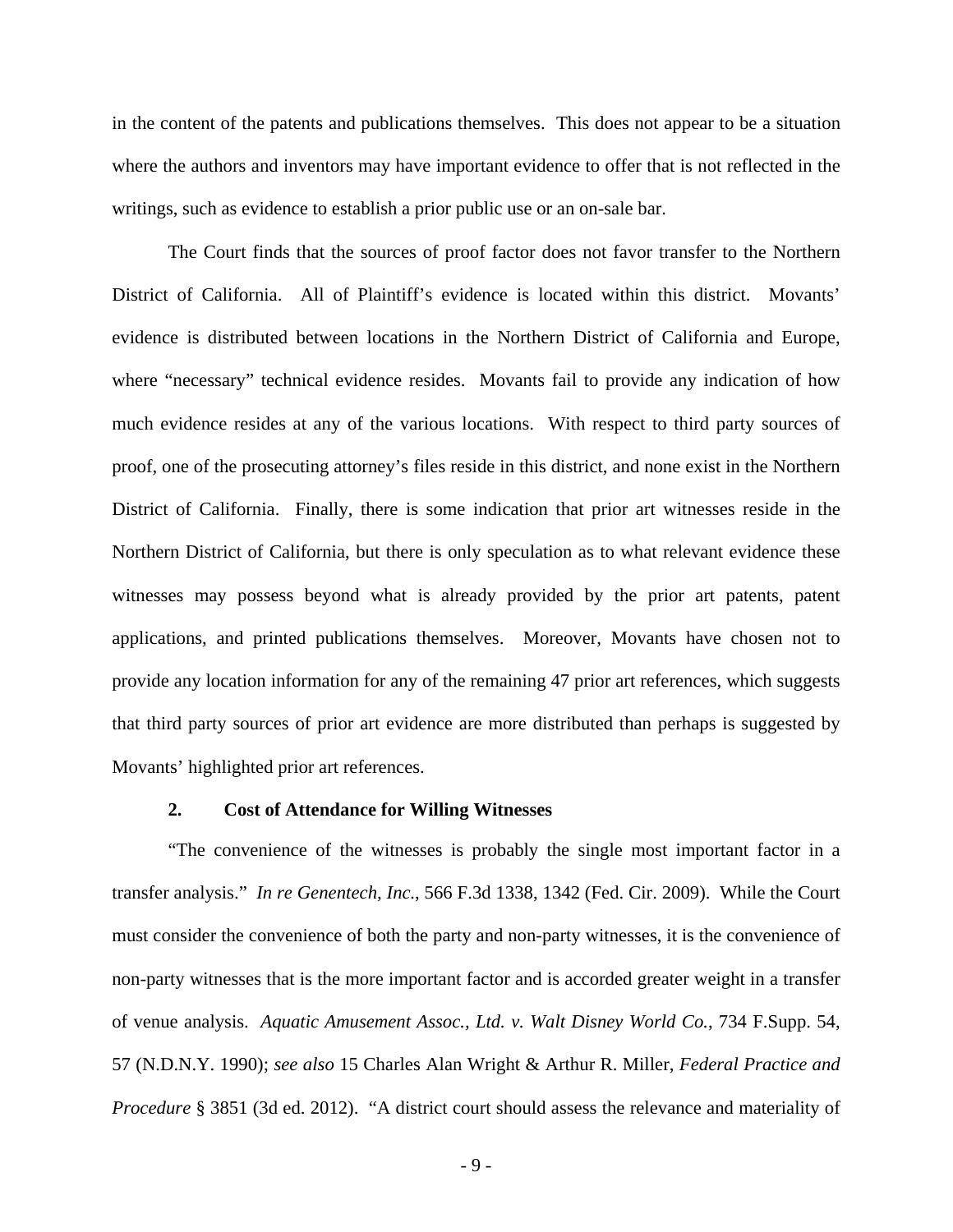in the content of the patents and publications themselves. This does not appear to be a situation where the authors and inventors may have important evidence to offer that is not reflected in the writings, such as evidence to establish a prior public use or an on-sale bar.

The Court finds that the sources of proof factor does not favor transfer to the Northern District of California. All of Plaintiff's evidence is located within this district. Movants' evidence is distributed between locations in the Northern District of California and Europe, where "necessary" technical evidence resides. Movants fail to provide any indication of how much evidence resides at any of the various locations. With respect to third party sources of proof, one of the prosecuting attorney's files reside in this district, and none exist in the Northern District of California. Finally, there is some indication that prior art witnesses reside in the Northern District of California, but there is only speculation as to what relevant evidence these witnesses may possess beyond what is already provided by the prior art patents, patent applications, and printed publications themselves. Moreover, Movants have chosen not to provide any location information for any of the remaining 47 prior art references, which suggests that third party sources of prior art evidence are more distributed than perhaps is suggested by Movants' highlighted prior art references.

### 2. Cost of Attendance for Willing Witnesses

"The convenience of the witnesses is probably the single most important factor in a transfer analysis." *In re Genentech, Inc.*, 566 F.3d 1338, 1342 (Fed. Cir. 2009). While the Court must consider the convenience of both the party and non-party witnesses, it is the convenience of non-party witnesses that is the more important factor and is accorded greater weight in a transfer of venue analysis. *Aquatic Amusement Assoc., Ltd. v. Walt Disney World Co.*, 734 F.Supp. 54, 57 (N.D.N.Y. 1990); *see also* 15 Charles Alan Wright & Arthur R. Miller, *Federal Practice and Procedure* § 3851 (3d ed. 2012). "A district court should assess the relevance and materiality of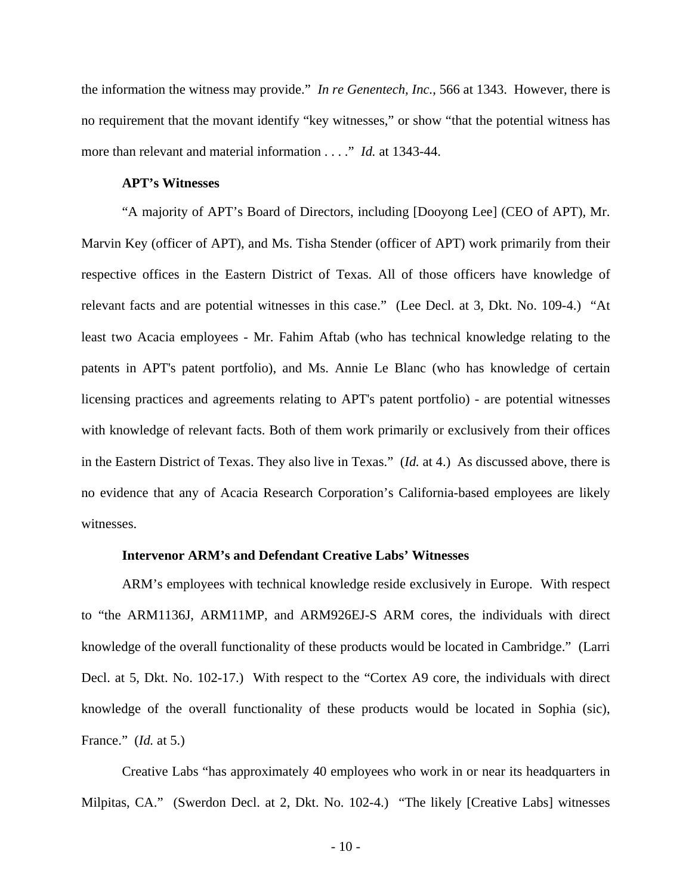the information the witness may provide." *In re Genentech, Inc.*, 566 at 1343. However, there is no requirement that the movant identify "key witnesses," or show "that the potential witness has more than relevant and material information . . . ." *Id.* at 1343-44.

**APT's Witnesses**

"A majority of APT's Board of Directors, including [Dooyong Lee] (CEO of APT), Mr. Marvin Key (officer of APT), and Ms. Tisha Stender (officer of APT) work primarily from their respective offices in the Eastern District of Texas. All of those officers have knowledge of relevant facts and are potential witnesses in this case." (Lee Decl. at 3, Dkt. No. 109-4.) "At least two Acacia employees - Mr. Fahim Aftab (who has technical knowledge relating to the patents in APT's patent portfolio), and Ms. Annie Le Blanc (who has knowledge of certain licensing practices and agreements relating to APT's patent portfolio) - are potential witnesses with knowledge of relevant facts. Both of them work primarily or exclusively from their offices in the Eastern District of Texas. They also live in Texas." (*Id.* at 4.) As discussed above, there is no evidence that any of Acacia Research Corporation's California-based employees are likely witnesses.

**Intervenor ARM's and Defendant Creative Labs' Witnesses**

ARM's employees with technical knowledge reside exclusively in Europe. With respect to "the ARM1136J, ARM11MP, and ARM926EJ-S ARM cores, the individuals with direct knowledge of the overall functionality of these products would be located in Cambridge." (Larri Decl. at 5, Dkt. No. 102-17.) With respect to the "Cortex A9 core, the individuals with direct knowledge of the overall functionality of these products would be located in Sophia (sic), France." (*Id.* at 5.)

Creative Labs "has approximately 40 employees who work in or near its headquarters in Milpitas, CA." (Swerdon Decl. at 2, Dkt. No. 102-4.) "The likely [Creative Labs] witnesses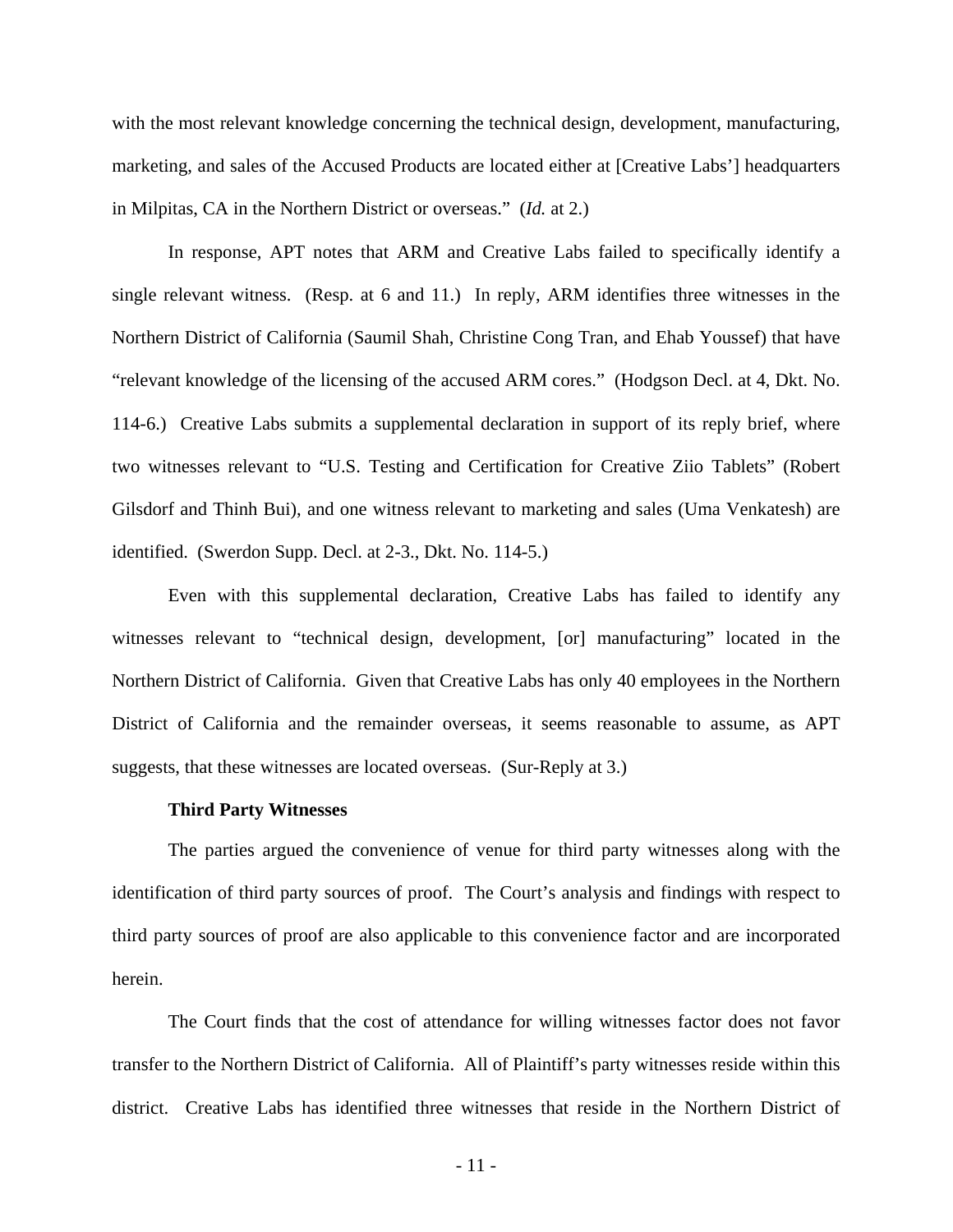with the most relevant knowledge concerning the technical design, development, manufacturing, marketing, and sales of the Accused Products are located either at [Creative Labs'] headquarters in Milpitas, CA in the Northern District or overseas." (*Id.* at 2.)

In response, APT notes that ARM and Creative Labs failed to specifically identify a single relevant witness. (Resp. at 6 and 11.) In reply, ARM identifies three witnesses in the Northern District of California (Saumil Shah, Christine Cong Tran, and Ehab Youssef) that have "relevant knowledge of the licensing of the accused ARM cores." (Hodgson Decl. at 4, Dkt. No. 114-6.) Creative Labs submits a supplemental declaration in support of its reply brief, where two witnesses relevant to "U.S. Testing and Certification for Creative Ziio Tablets" (Robert Gilsdorf and Thinh Bui), and one witness relevant to marketing and sales (Uma Venkatesh) are identified. (Swerdon Supp. Decl. at 2-3., Dkt. No. 114-5.)

Even with this supplemental declaration, Creative Labs has failed to identify any witnesses relevant to "technical design, development, [or] manufacturing" located in the Northern District of California. Given that Creative Labs has only 40 employees in the Northern District of California and the remainder overseas, it seems reasonable to assume, as APT suggests, that these witnesses are located overseas. (Sur-Reply at 3.)

**Third Party Witnesses**

The parties argued the convenience of venue for third party witnesses along with the identification of third party sources of proof. The Court's analysis and findings with respect to third party sources of proof are also applicable to this convenience factor and are incorporated herein.

The Court finds that the cost of attendance for willing witnesses factor does not favor transfer to the Northern District of California. All of Plaintiff's party witnesses reside within this district. Creative Labs has identified three witnesses that reside in the Northern District of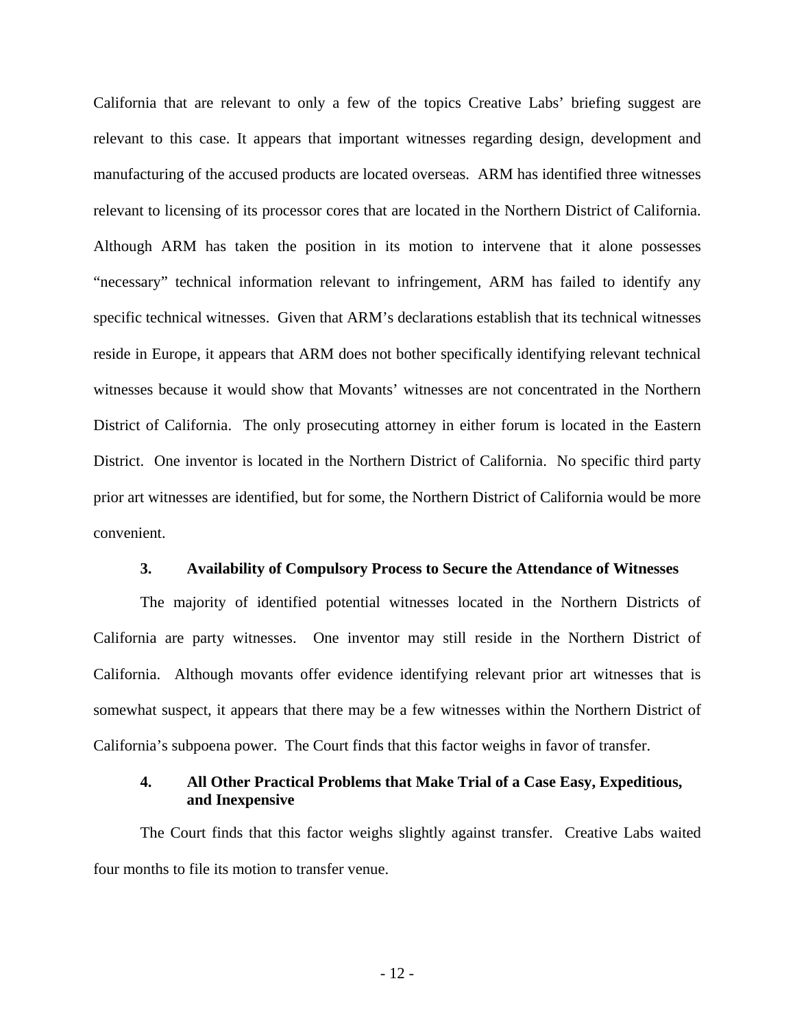California that are relevant to only a few of the topics Creative Labs' briefing suggest are relevant to this case. It appears that important witnesses regarding design, development and manufacturing of the accused products are located overseas. ARM has identified three witnesses relevant to licensing of its processor cores that are located in the Northern District of California. Although ARM has taken the position in its motion to intervene that it alone possesses "necessary" technical information relevant to infringement, ARM has failed to identify any specific technical witnesses. Given that ARM's declarations establish that its technical witnesses reside in Europe, it appears that ARM does not bother specifically identifying relevant technical witnesses because it would show that Movants' witnesses are not concentrated in the Northern District of California. The only prosecuting attorney in either forum is located in the Eastern District. One inventor is located in the Northern District of California. No specific third party prior art witnesses are identified, but for some, the Northern District of California would be more convenient.

### 3. Availability of Compulsory Process to Secure the Attendance of Witnesses

The majority of identified potential witnesses located in the Northern Districts of California are party witnesses. One inventor may still reside in the Northern District of California. Although movants offer evidence identifying relevant prior art witnesses that is somewhat suspect, it appears that there may be a few witnesses within the Northern District of California's subpoena power. The Court finds that this factor weighs in favor of transfer.

### 4. All Other Practical Problems that Make Trial of a Case Easy, Expeditious, and Inexpensive

The Court finds that this factor weighs slightly against transfer. Creative Labs waited four months to file its motion to transfer venue.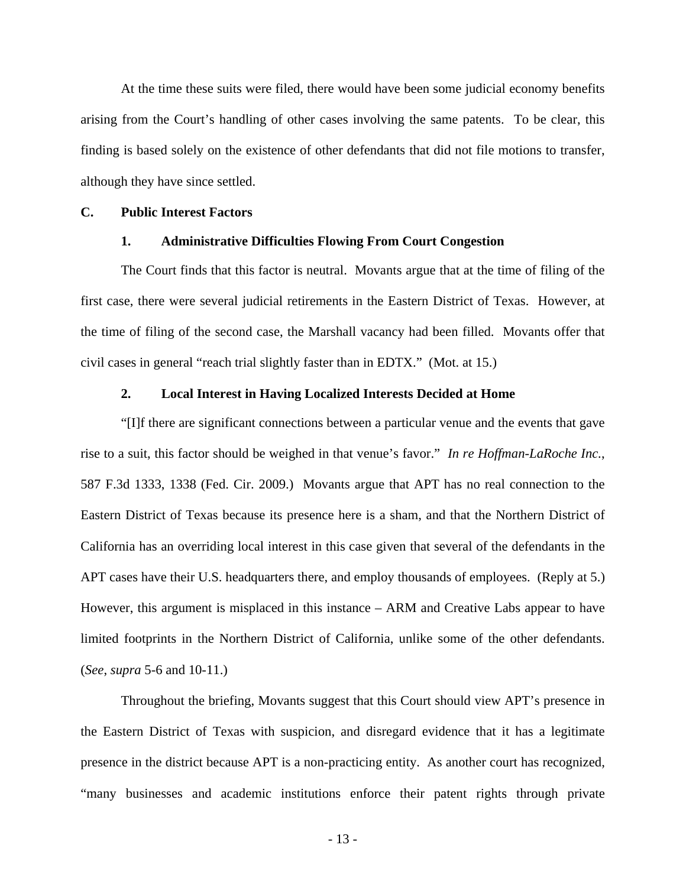At the time these suits were filed, there would have been some judicial economy benefits arising from the Court's handling of other cases involving the same patents. To be clear, this finding is based solely on the existence of other defendants that did not file motions to transfer, although they have since settled.

**C. Public Interest Factors**

**1. Administrative Difficulties Flowing From Court Congestion**

The Court finds that this factor is neutral. Movants argue that at the time of filing of the first case, there were several judicial retirements in the Eastern District of Texas. However, at the time of filing of the second case, the Marshall vacancy had been filled. Movants offer that civil cases in general "reach trial slightly faster than in EDTX." (Mot. at 15.)

**2. Local Interest in Having Localized Interests Decided at Home**

"[I]f there are significant connections between a particular venue and the events that gave rise to a suit, this factor should be weighed in that venue's favor." *In re Hoffman-LaRoche Inc.*, 587 F.3d 1333, 1338 (Fed. Cir. 2009.) Movants argue that APT has no real connection to the Eastern District of Texas because its presence here is a sham, and that the Northern District of California has an overriding local interest in this case given that several of the defendants in the APT cases have their U.S. headquarters there, and employ thousands of employees. (Reply at 5.) However, this argument is misplaced in this instance – ARM and Creative Labs appear to have limited footprints in the Northern District of California, unlike some of the other defendants. (*See*, *supra* 5-6 and 10-11.)

Throughout the briefing, Movants suggest that this Court should view APT's presence in the Eastern District of Texas with suspicion, and disregard evidence that it has a legitimate presence in the district because APT is a non-practicing entity. As another court has recognized, "many businesses and academic institutions enforce their patent rights through private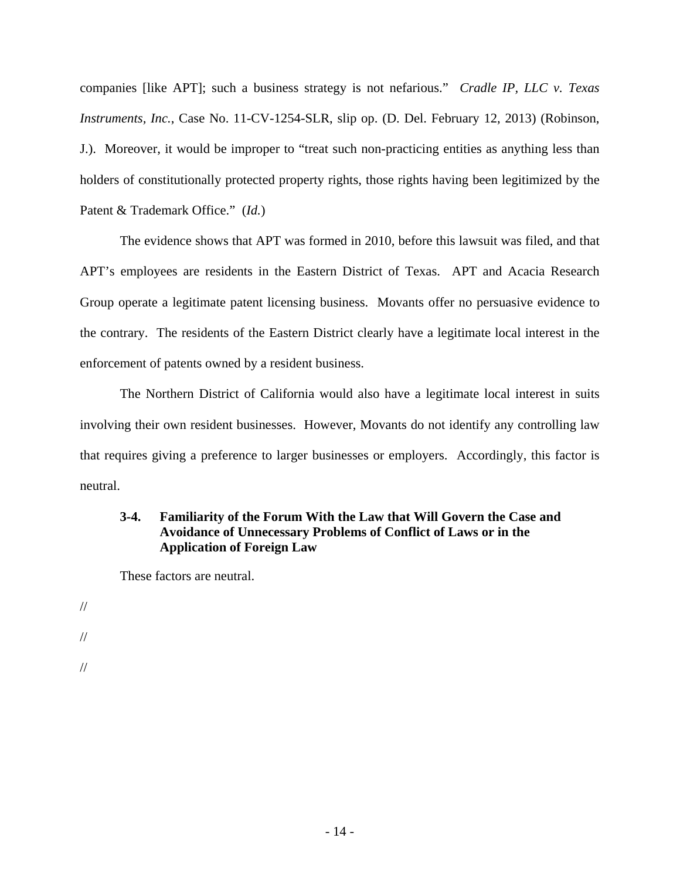companies [like APT]; such a business strategy is not nefarious." *Cradle IP, LLC v. Texas Instruments, Inc.*, Case No. 11-CV-1254-SLR, slip op. (D. Del. February 12, 2013) (Robinson, J.). Moreover, it would be improper to "treat such non-practicing entities as anything less than holders of constitutionally protected property rights, those rights having been legitimized by the Patent & Trademark Office." (*Id.*)

The evidence shows that APT was formed in 2010, before this lawsuit was filed, and that APT's employees are residents in the Eastern District of Texas. APT and Acacia Research Group operate a legitimate patent licensing business. Movants offer no persuasive evidence to the contrary. The residents of the Eastern District clearly have a legitimate local interest in the enforcement of patents owned by a resident business.

The Northern District of California would also have a legitimate local interest in suits involving their own resident businesses. However, Movants do not identify any controlling law that requires giving a preference to larger businesses or employers. Accordingly, this factor is neutral.

**3-4. Familiarity of the Forum With the Law that Will Govern the Case and Avoidance of Unnecessary Problems of Conflict of Laws or in the Application of Foreign Law**

These factors are neutral.

//

//

//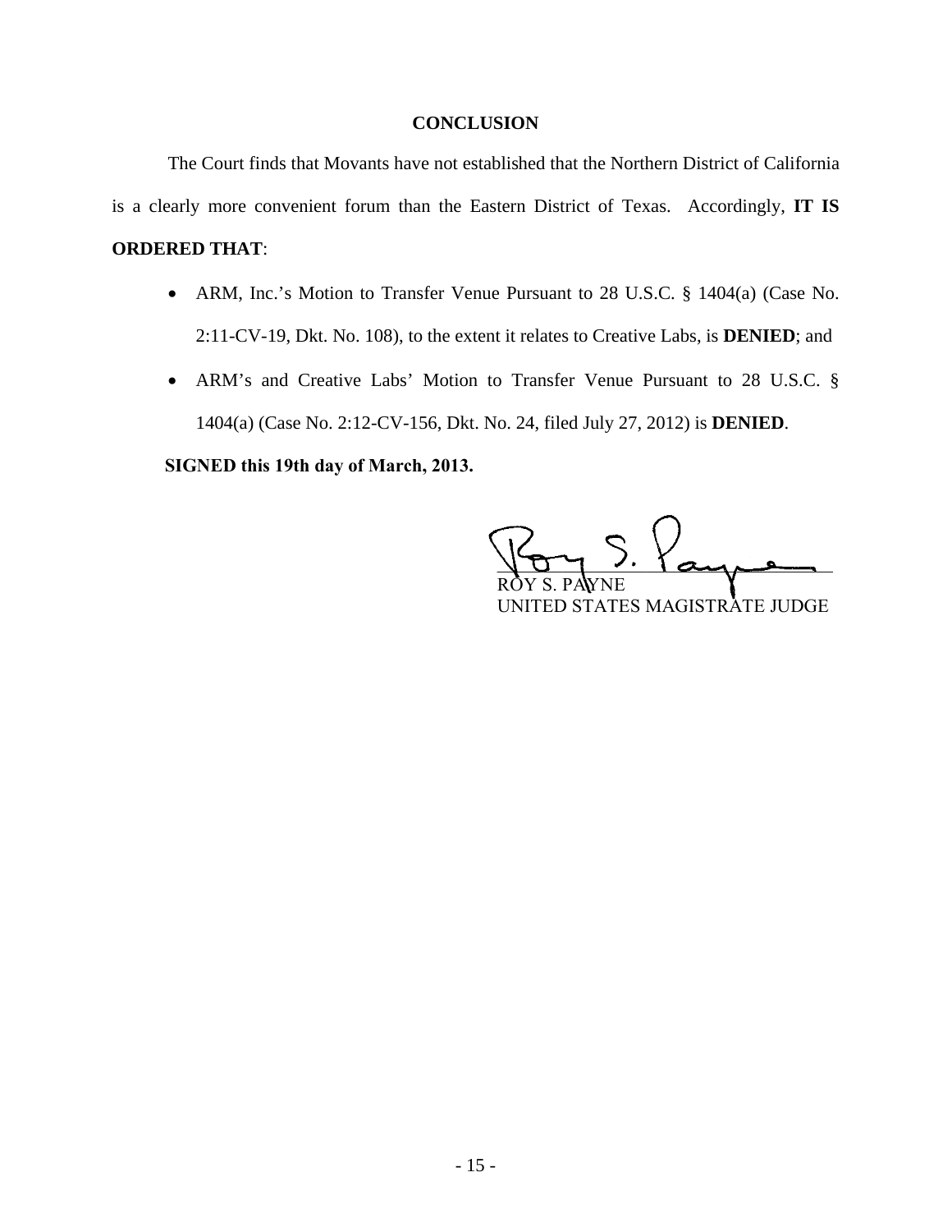## CONCLUSION

The Court finds that Movants have not established that the Northern District of California is a clearly more convenient forum than the Eastern District of Texas. Accordingly, **IT IS ORDERED THAT**:

- ARM, Inc.'s Motion to Transfer Venue Pursuant to 28 U.S.C. § 1404(a) (Case No. 2:11-CV-19, Dkt. No. 108), to the extent it relates to Creative Labs, is **DENIED**; and
- ARM's and Creative Labs' Motion to Transfer Venue Pursuant to 28 U.S.C. § 1404(a) (Case No. 2:12-CV-156, Dkt. No. 24, filed July 27, 2012) is **DENIED**.

**SIGNED this 19th day of March, 2013.**

ROY S. PAYNE
UNITED STATES MAGISTRATE JUDGE